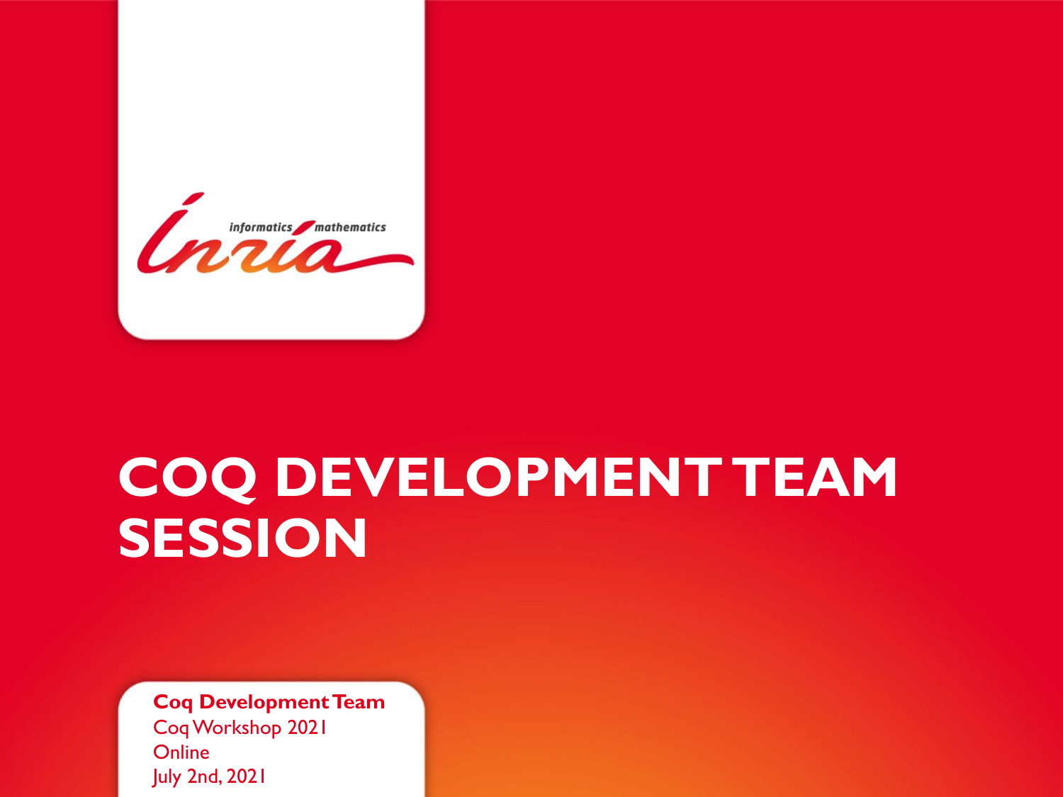# COQ DEVELOPMENT TEAM SESSION

**Coq Development Team**
Coq Workshop 2021
Online
July 2nd, 2021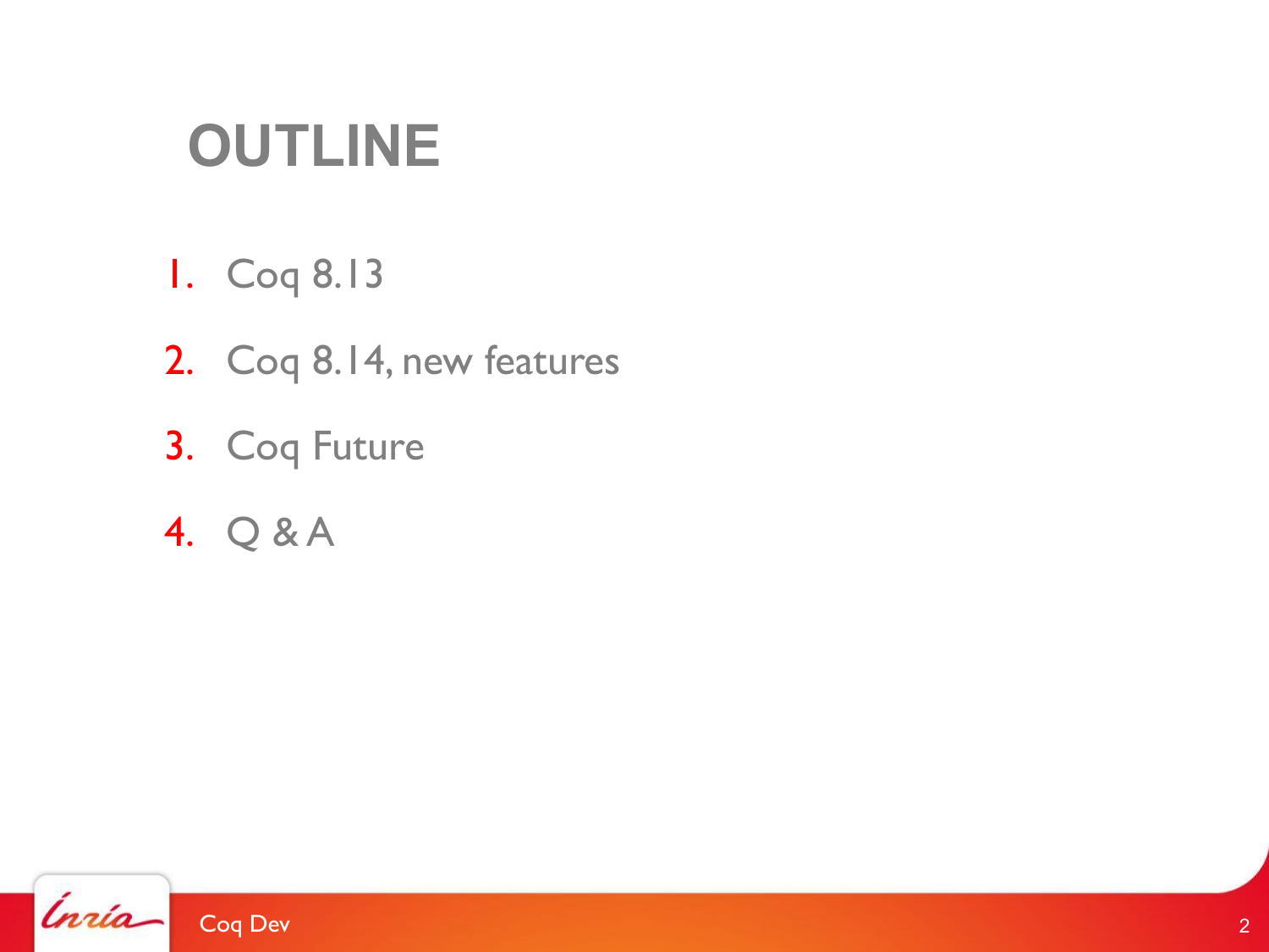# OUTLINE

1. Coq 8.13
2. Coq 8.14, new features
3. Coq Future
4. Q & A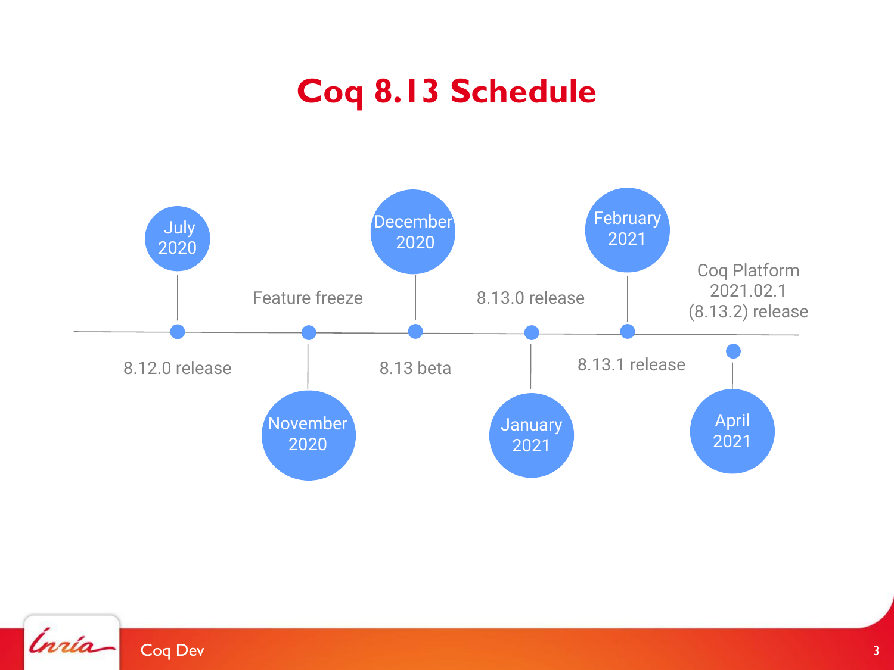# Coq 8.13 Schedule

- July 2020 — 8.12.0 release
- November 2020 — Feature freeze
- December 2020 — 8.13 beta
- January 2021 — 8.13.0 release
- February 2021 — 8.13.1 release
- April 2021 — Coq Platform 2021.02.1 (8.13.2) release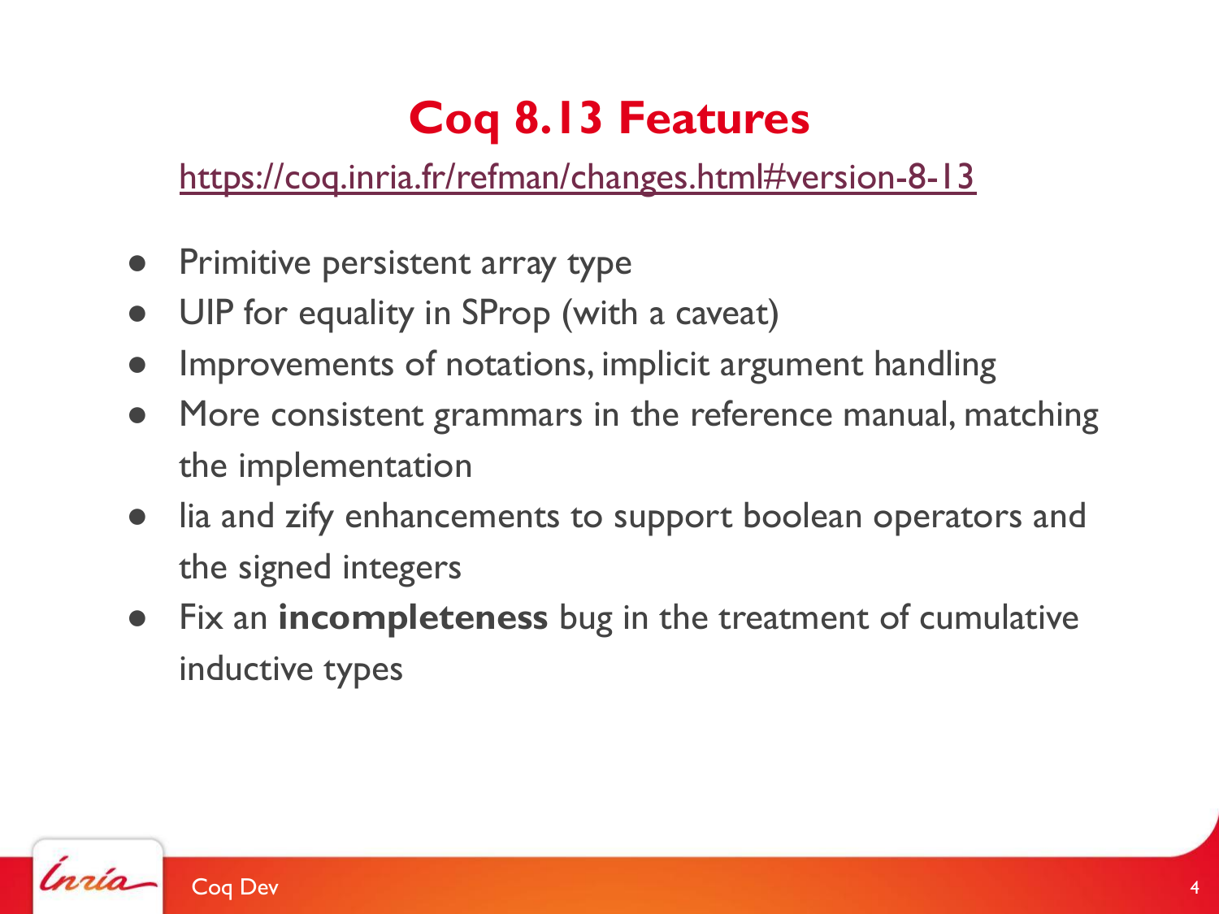# Coq 8.13 Features

https://coq.inria.fr/refman/changes.html#version-8-13

- Primitive persistent array type
- UIP for equality in SProp (with a caveat)
- Improvements of notations, implicit argument handling
- More consistent grammars in the reference manual, matching the implementation
- lia and zify enhancements to support boolean operators and the signed integers
- Fix an **incompleteness** bug in the treatment of cumulative inductive types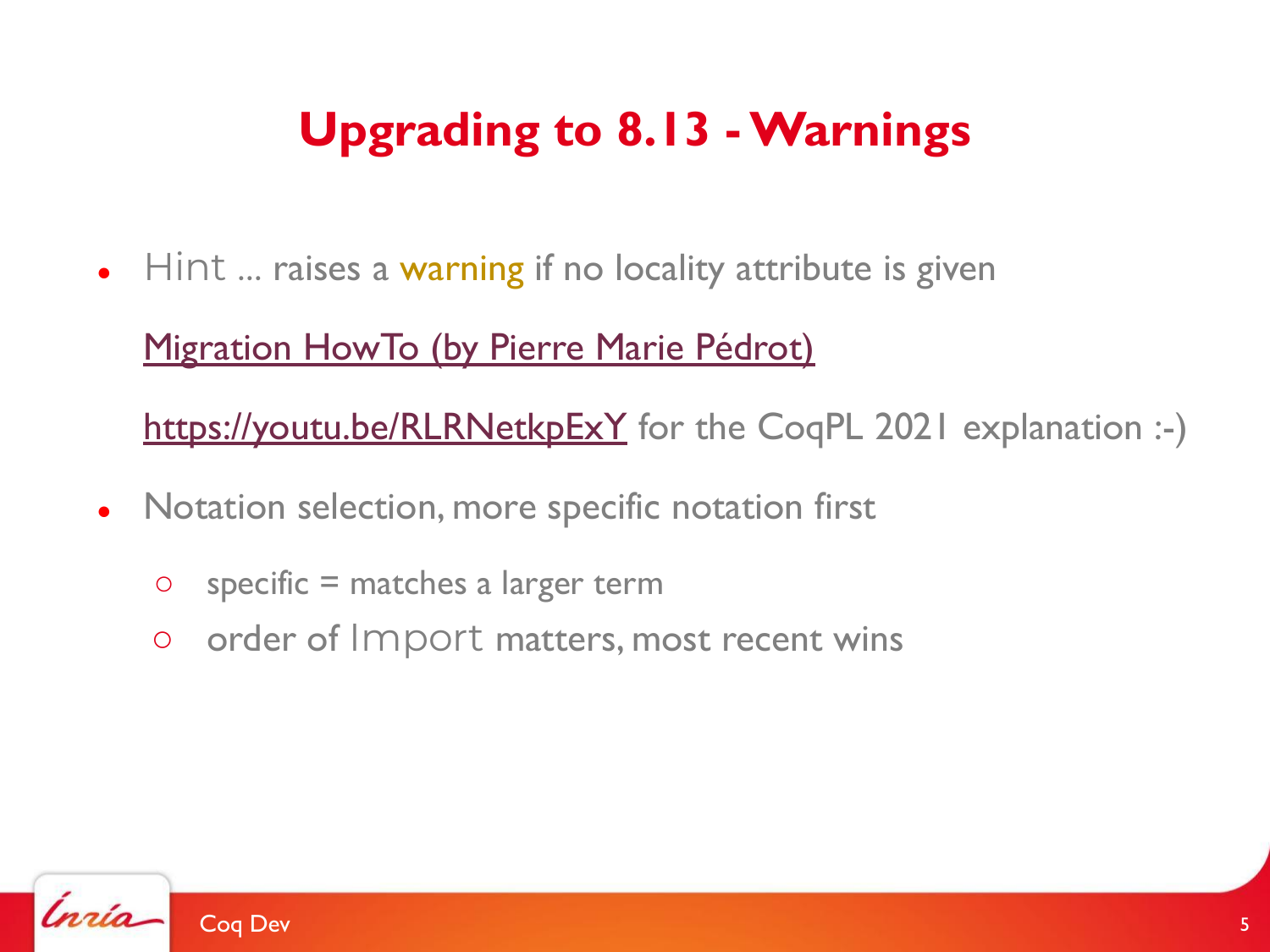# Upgrading to 8.13 - Warnings

- `Hint` ... raises a warning if no locality attribute is given

  Migration HowTo (by Pierre Marie Pédrot)

  https://youtu.be/RLRNetkpExY for the CoqPL 2021 explanation :-)

- Notation selection, more specific notation first
  - specific = matches a larger term
  - order of `Import` matters, most recent wins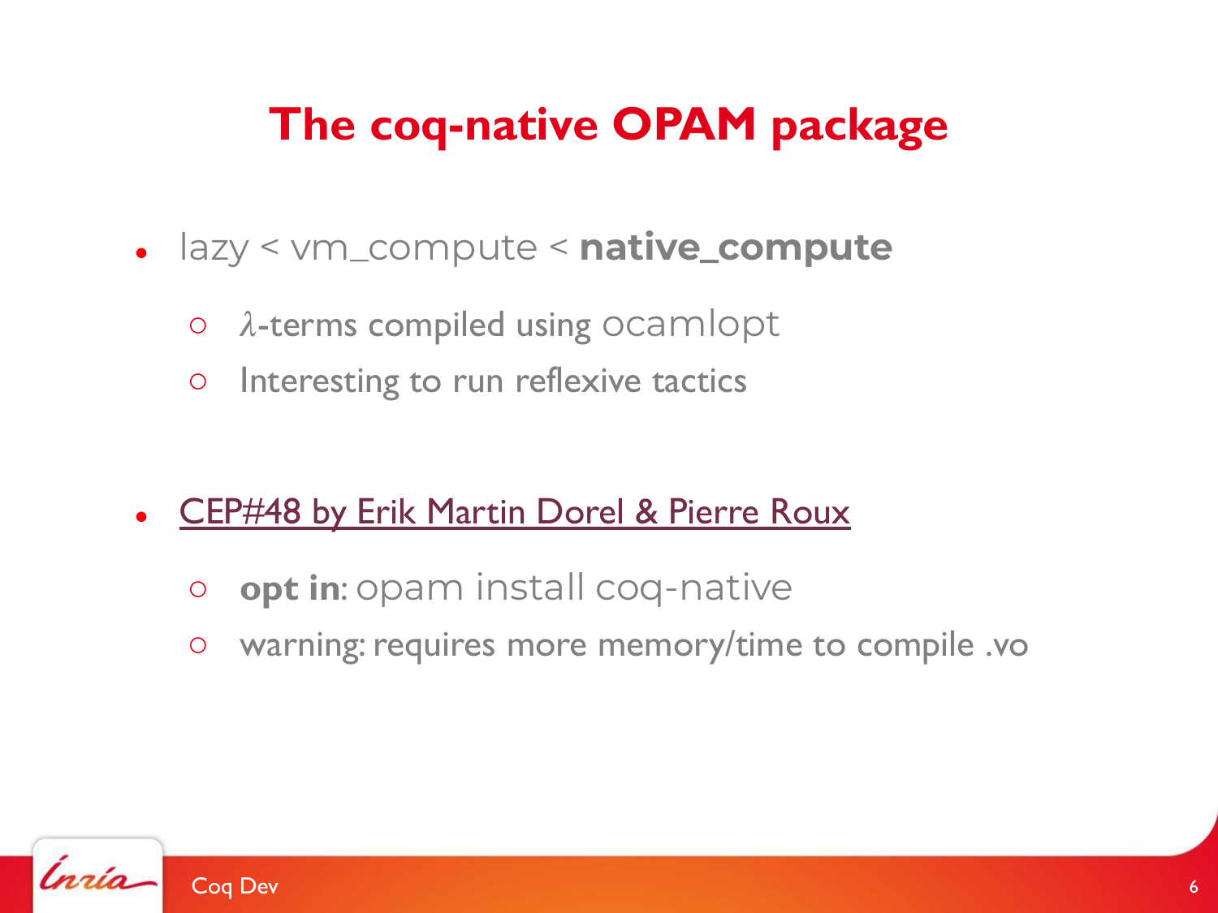# The coq-native OPAM package

- lazy < vm_compute < **native_compute**
  - $\lambda$-terms compiled using ocamlopt
  - Interesting to run reflexive tactics

- CEP#48 by Erik Martin Dorel & Pierre Roux
  - **opt in**: opam install coq-native
  - warning: requires more memory/time to compile .vo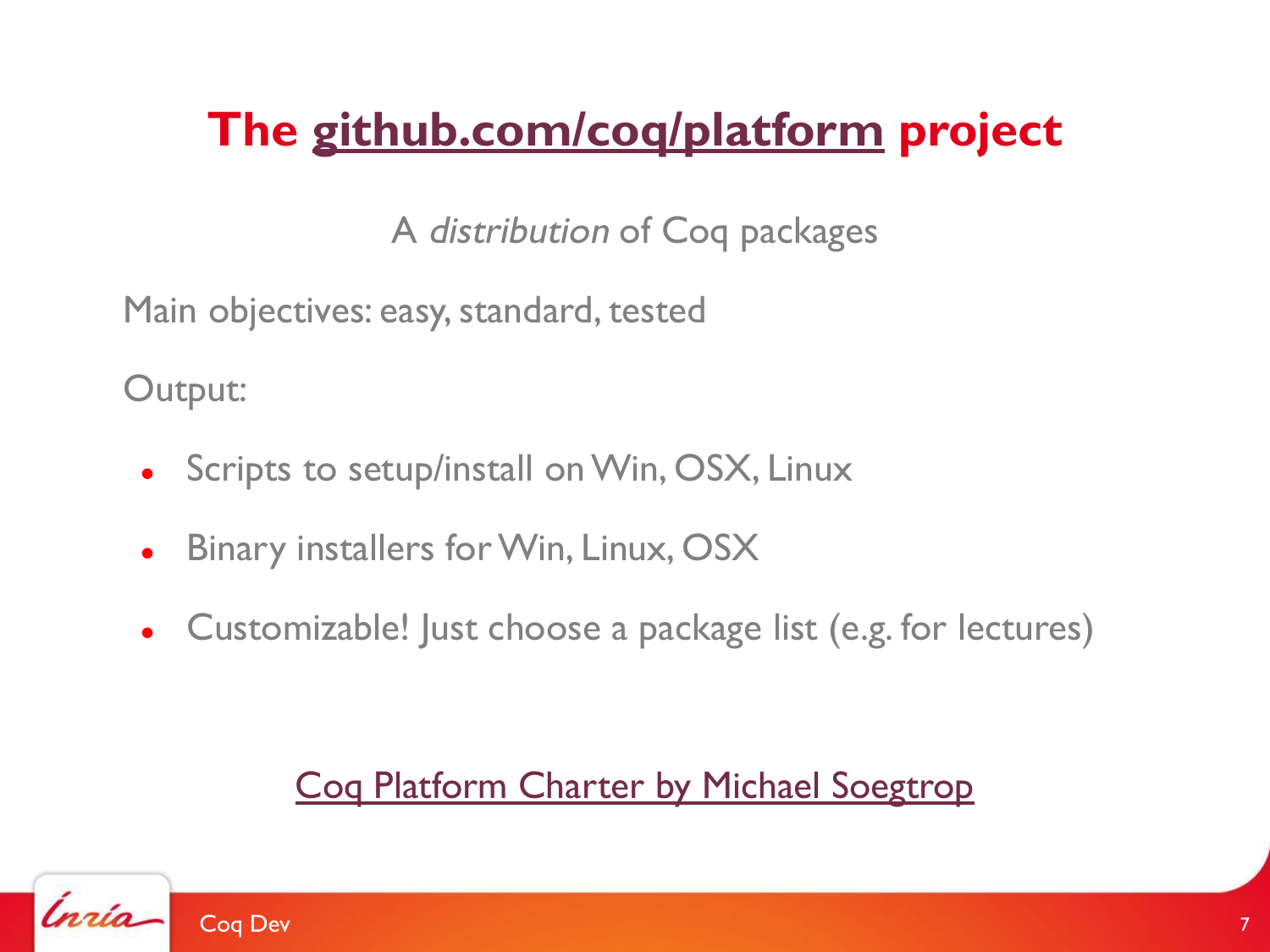# The github.com/coq/platform project

A *distribution* of Coq packages

Main objectives: easy, standard, tested

Output:

- Scripts to setup/install on Win, OSX, Linux
- Binary installers for Win, Linux, OSX
- Customizable! Just choose a package list (e.g. for lectures)

Coq Platform Charter by Michael Soegtrop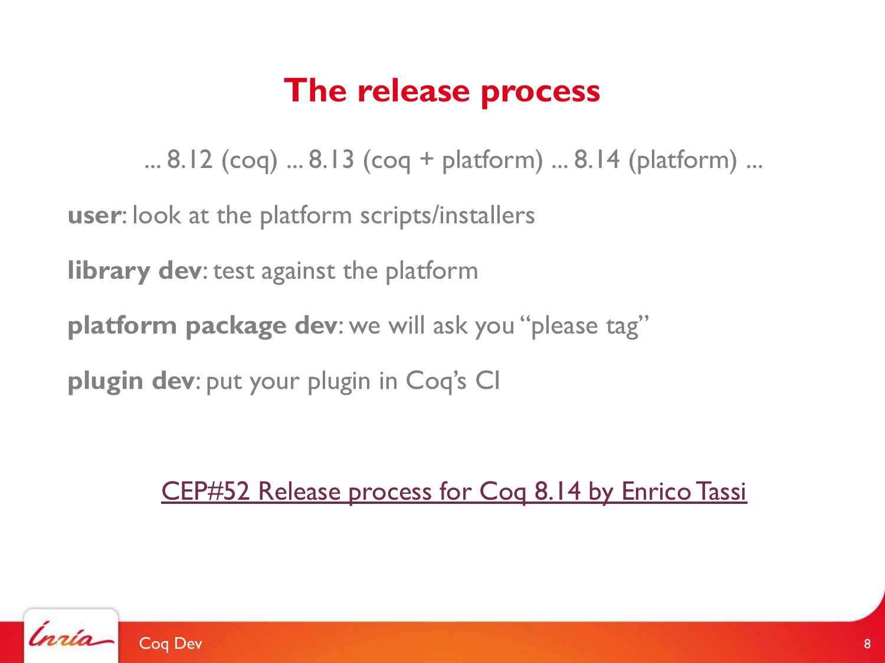# The release process

... 8.12 (coq) ... 8.13 (coq + platform) ... 8.14 (platform) ...

**user**: look at the platform scripts/installers

**library dev**: test against the platform

**platform package dev**: we will ask you "please tag"

**plugin dev**: put your plugin in Coq's CI

CEP#52 Release process for Coq 8.14 by Enrico Tassi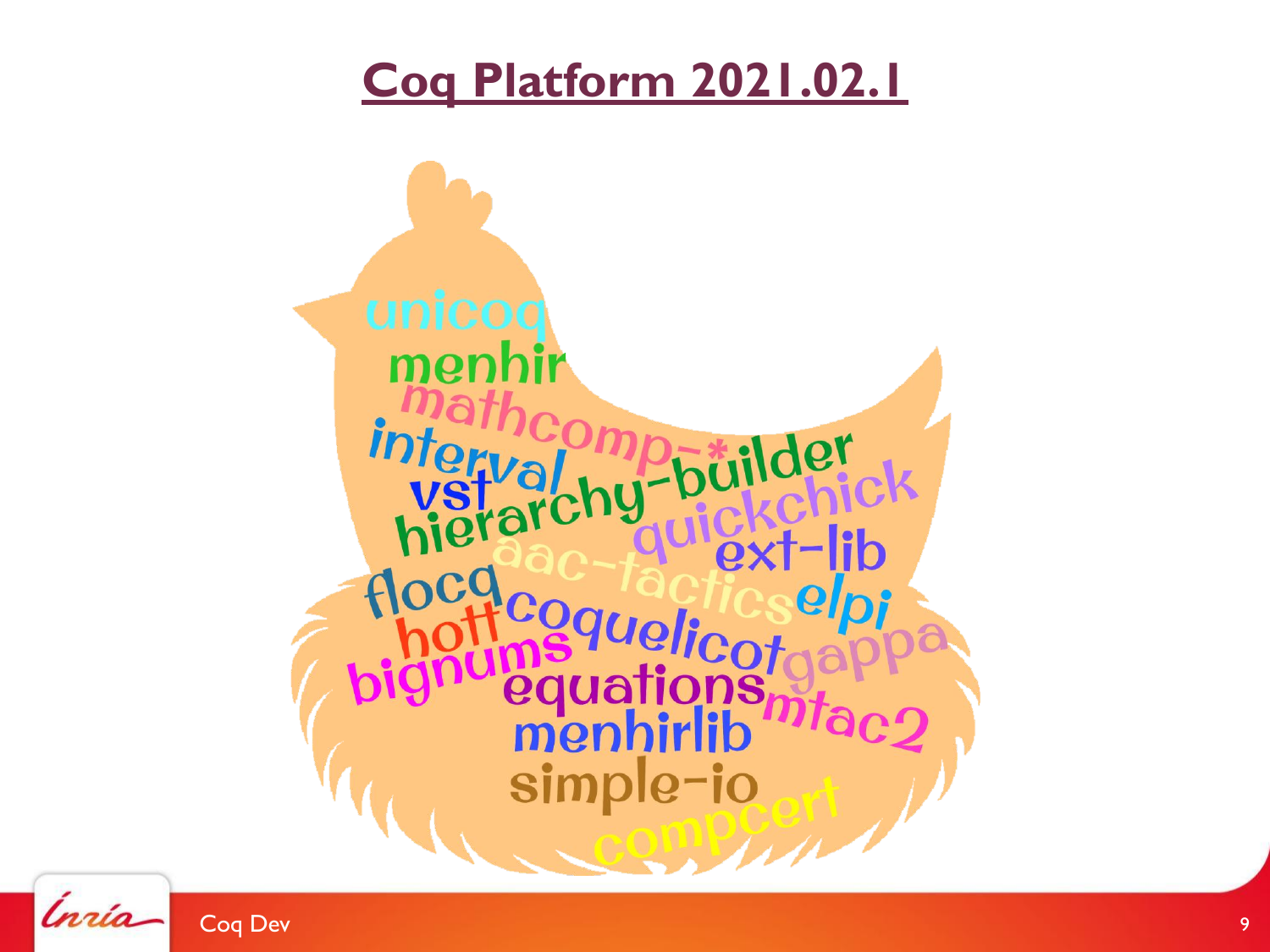# Coq Platform 2021.02.1

unicoq
menhir
mathcomp-*
interval
vst
hierarchy-builder
quickchick
ext-lib
aac-tactics
flocq
elpi
coquelicot
hott
gappa
bignums
equations
mtac2
menhirlib
simple-io
compcert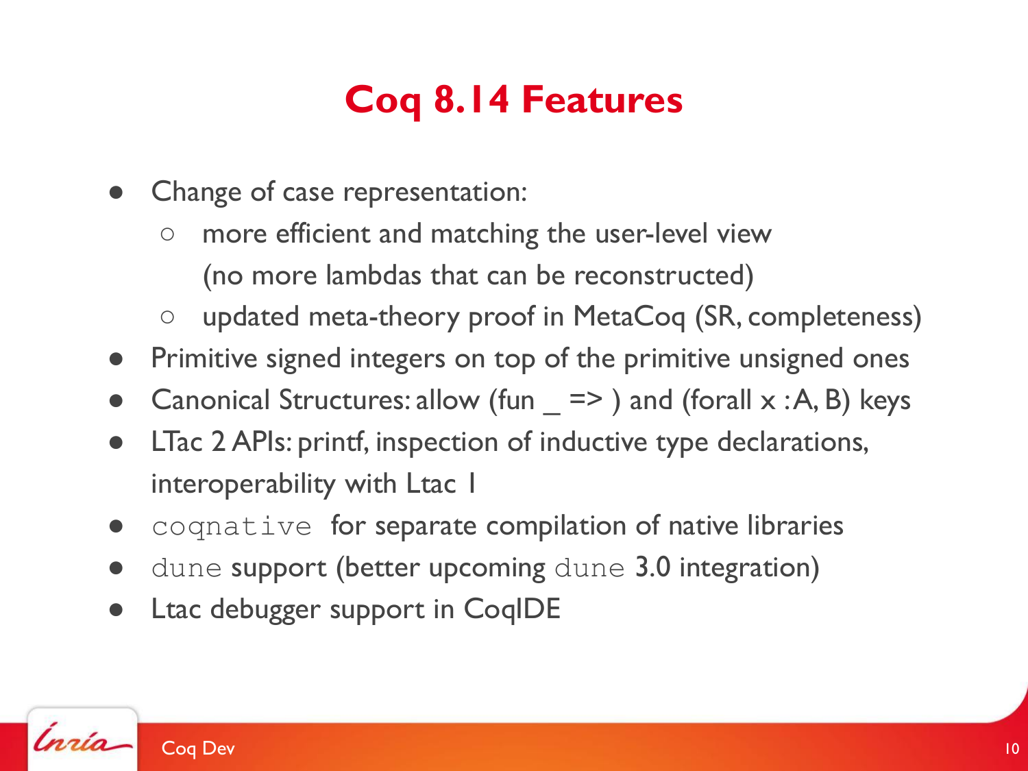# Coq 8.14 Features

- Change of case representation:
  - more efficient and matching the user-level view (no more lambdas that can be reconstructed)
  - updated meta-theory proof in MetaCoq (SR, completeness)
- Primitive signed integers on top of the primitive unsigned ones
- Canonical Structures: allow (fun _ => ) and (forall x :A, B) keys
- LTac 2 APIs: printf, inspection of inductive type declarations, interoperability with Ltac 1
- `coqnative` for separate compilation of native libraries
- `dune` support (better upcoming `dune` 3.0 integration)
- Ltac debugger support in CoqIDE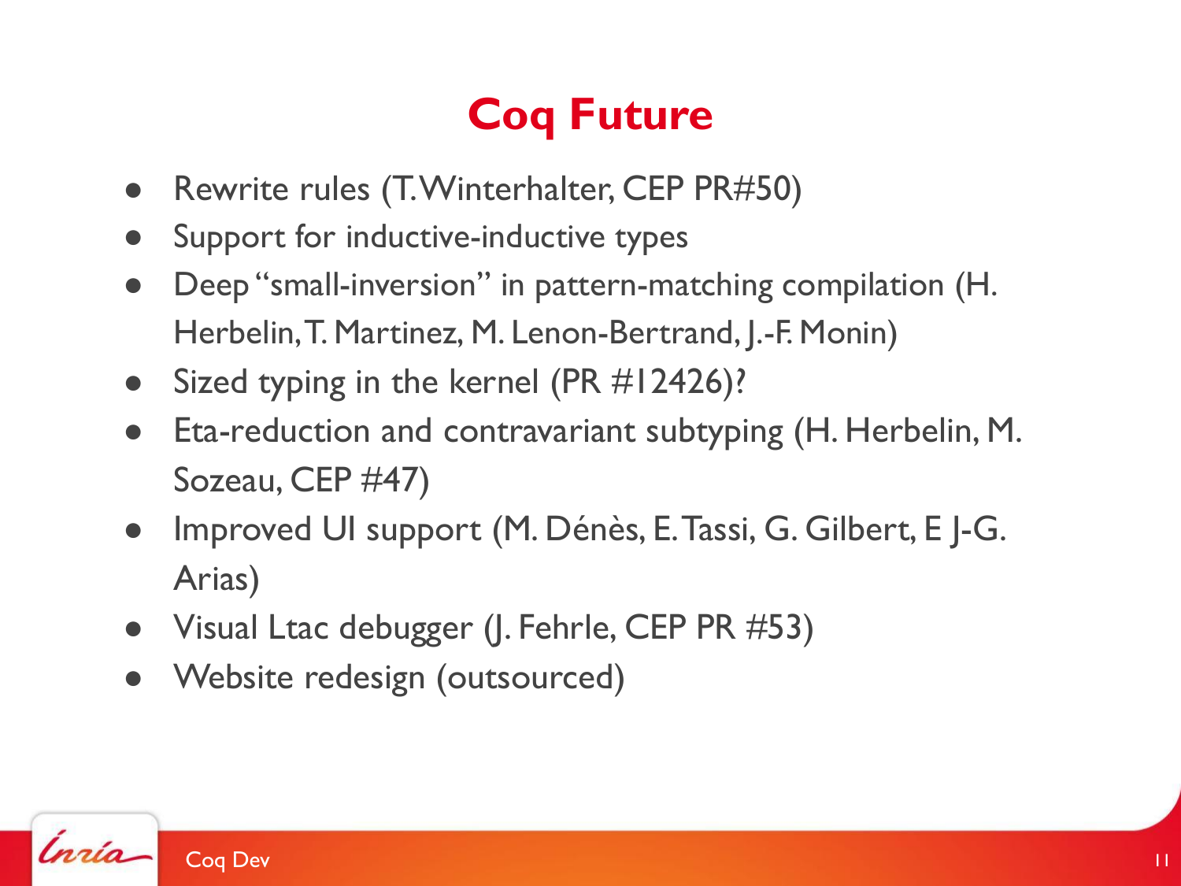# Coq Future

- Rewrite rules (T. Winterhalter, CEP PR#50)
- Support for inductive-inductive types
- Deep "small-inversion" in pattern-matching compilation (H. Herbelin, T. Martinez, M. Lenon-Bertrand, J.-F. Monin)
- Sized typing in the kernel (PR #12426)?
- Eta-reduction and contravariant subtyping (H. Herbelin, M. Sozeau, CEP #47)
- Improved UI support (M. Dénès, E. Tassi, G. Gilbert, E J-G. Arias)
- Visual Ltac debugger (J. Fehrle, CEP PR #53)
- Website redesign (outsourced)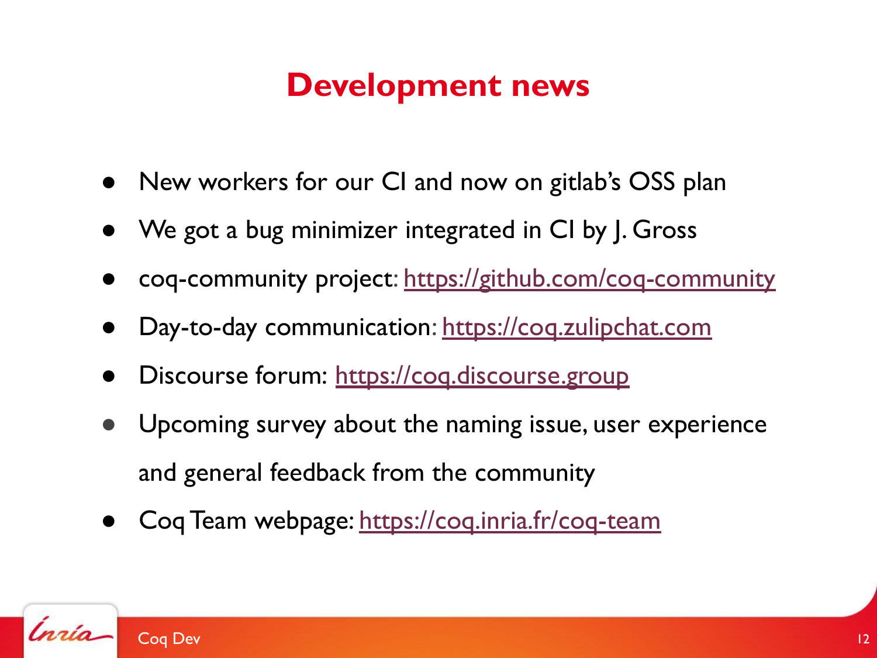# Development news

- New workers for our CI and now on gitlab's OSS plan
- We got a bug minimizer integrated in CI by J. Gross
- coq-community project: https://github.com/coq-community
- Day-to-day communication: https://coq.zulipchat.com
- Discourse forum: https://coq.discourse.group
- Upcoming survey about the naming issue, user experience and general feedback from the community
- Coq Team webpage: https://coq.inria.fr/coq-team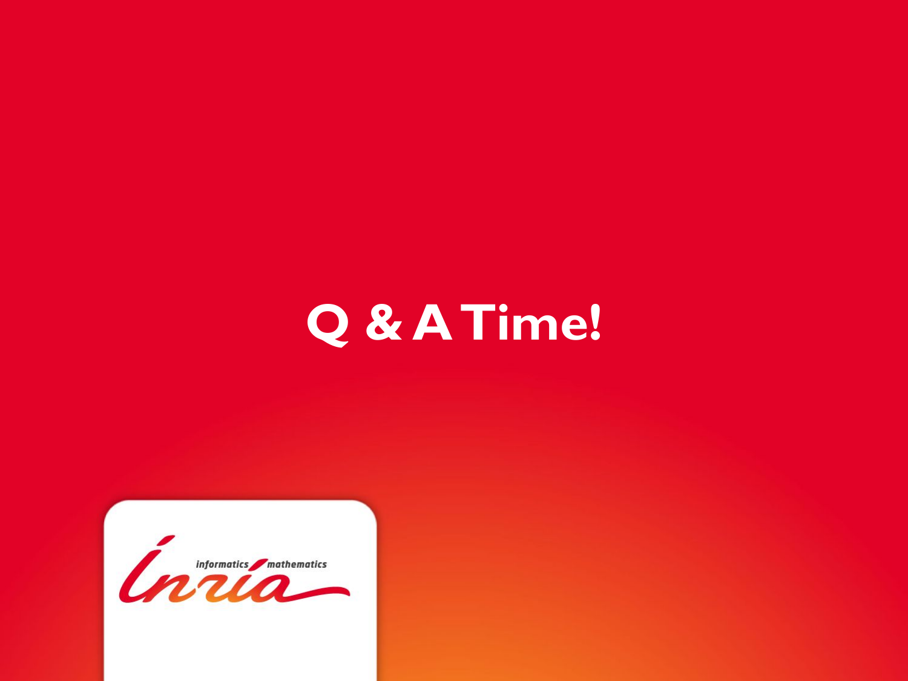# Q & A Time!

informatics mathematics